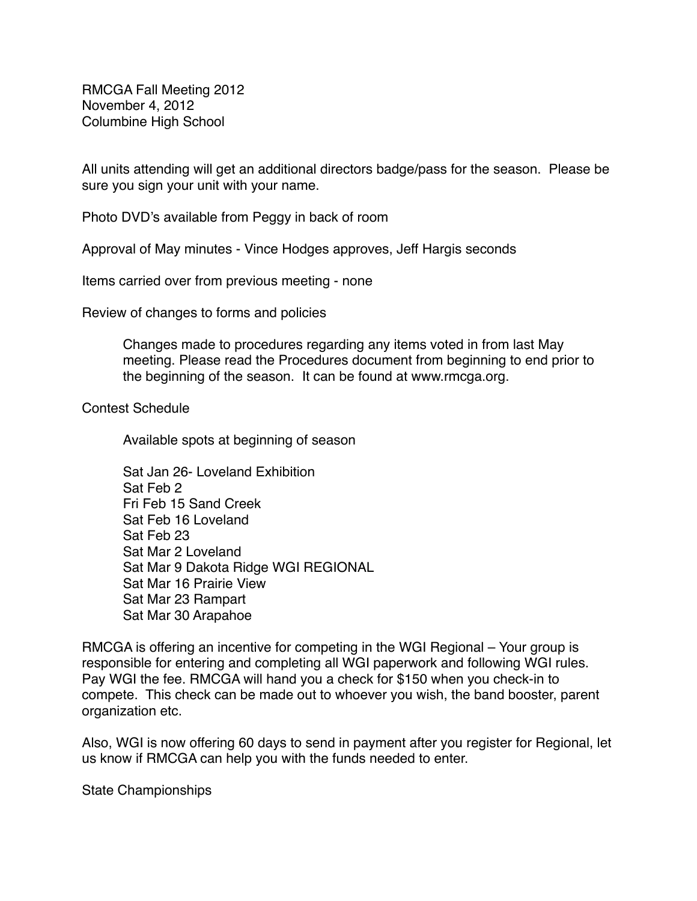RMCGA Fall Meeting 2012
November 4, 2012
Columbine High School

All units attending will get an additional directors badge/pass for the season. Please be sure you sign your unit with your name.

Photo DVD's available from Peggy in back of room

Approval of May minutes - Vince Hodges approves, Jeff Hargis seconds

Items carried over from previous meeting - none

Review of changes to forms and policies

> Changes made to procedures regarding any items voted in from last May meeting. Please read the Procedures document from beginning to end prior to the beginning of the season. It can be found at www.rmcga.org.

Contest Schedule

> Available spots at beginning of season
>
> Sat Jan 26- Loveland Exhibition
> Sat Feb 2
> Fri Feb 15 Sand Creek
> Sat Feb 16 Loveland
> Sat Feb 23
> Sat Mar 2 Loveland
> Sat Mar 9 Dakota Ridge WGI REGIONAL
> Sat Mar 16 Prairie View
> Sat Mar 23 Rampart
> Sat Mar 30 Arapahoe

RMCGA is offering an incentive for competing in the WGI Regional – Your group is responsible for entering and completing all WGI paperwork and following WGI rules. Pay WGI the fee. RMCGA will hand you a check for $150 when you check-in to compete. This check can be made out to whoever you wish, the band booster, parent organization etc.

Also, WGI is now offering 60 days to send in payment after you register for Regional, let us know if RMCGA can help you with the funds needed to enter.

State Championships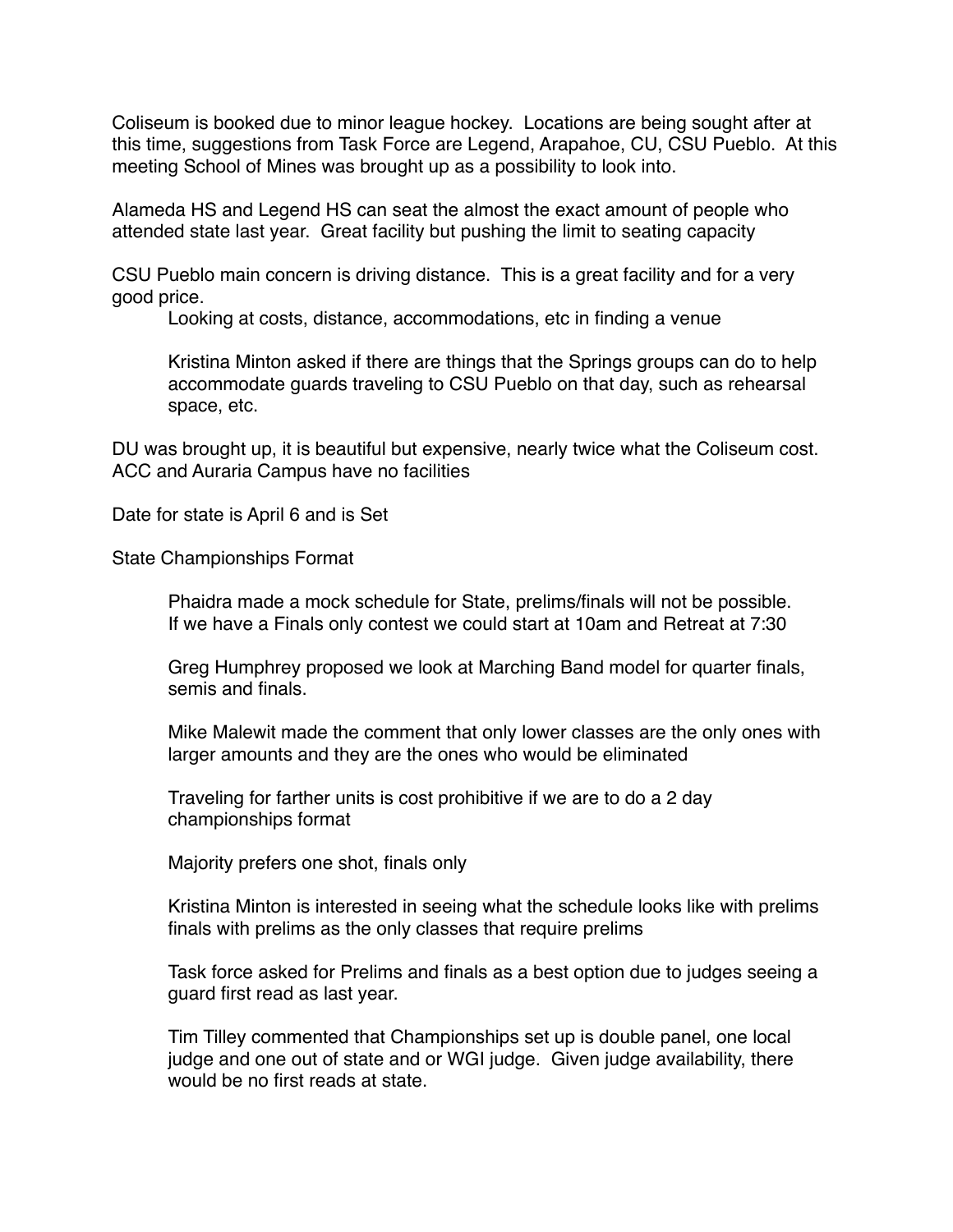Coliseum is booked due to minor league hockey. Locations are being sought after at this time, suggestions from Task Force are Legend, Arapahoe, CU, CSU Pueblo. At this meeting School of Mines was brought up as a possibility to look into.

Alameda HS and Legend HS can seat the almost the exact amount of people who attended state last year. Great facility but pushing the limit to seating capacity

CSU Pueblo main concern is driving distance. This is a great facility and for a very good price.

> Looking at costs, distance, accommodations, etc in finding a venue
>
> Kristina Minton asked if there are things that the Springs groups can do to help accommodate guards traveling to CSU Pueblo on that day, such as rehearsal space, etc.

DU was brought up, it is beautiful but expensive, nearly twice what the Coliseum cost. ACC and Auraria Campus have no facilities

Date for state is April 6 and is Set

State Championships Format

> Phaidra made a mock schedule for State, prelims/finals will not be possible. If we have a Finals only contest we could start at 10am and Retreat at 7:30
>
> Greg Humphrey proposed we look at Marching Band model for quarter finals, semis and finals.
>
> Mike Malewit made the comment that only lower classes are the only ones with larger amounts and they are the ones who would be eliminated
>
> Traveling for farther units is cost prohibitive if we are to do a 2 day championships format
>
> Majority prefers one shot, finals only
>
> Kristina Minton is interested in seeing what the schedule looks like with prelims finals with prelims as the only classes that require prelims
>
> Task force asked for Prelims and finals as a best option due to judges seeing a guard first read as last year.
>
> Tim Tilley commented that Championships set up is double panel, one local judge and one out of state and or WGI judge. Given judge availability, there would be no first reads at state.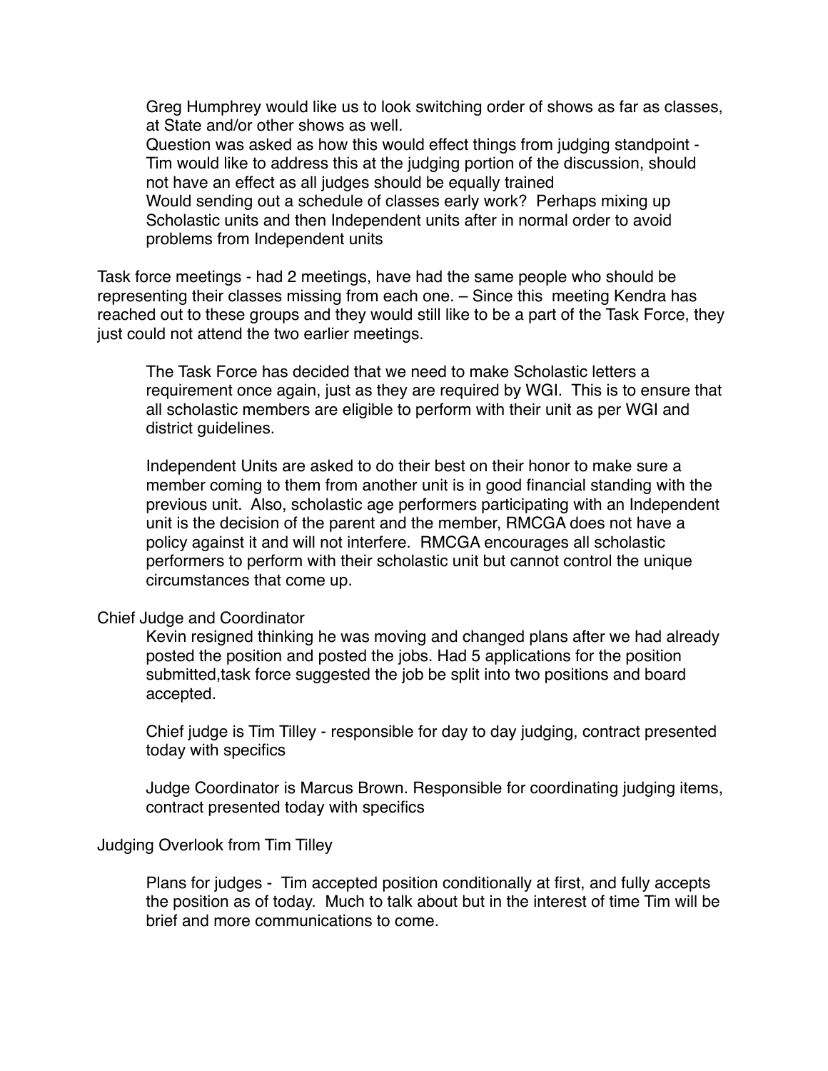Greg Humphrey would like us to look switching order of shows as far as classes, at State and/or other shows as well.
Question was asked as how this would effect things from judging standpoint - Tim would like to address this at the judging portion of the discussion, should not have an effect as all judges should be equally trained
Would sending out a schedule of classes early work? Perhaps mixing up Scholastic units and then Independent units after in normal order to avoid problems from Independent units

Task force meetings - had 2 meetings, have had the same people who should be representing their classes missing from each one. – Since this meeting Kendra has reached out to these groups and they would still like to be a part of the Task Force, they just could not attend the two earlier meetings.

The Task Force has decided that we need to make Scholastic letters a requirement once again, just as they are required by WGI. This is to ensure that all scholastic members are eligible to perform with their unit as per WGI and district guidelines.

Independent Units are asked to do their best on their honor to make sure a member coming to them from another unit is in good financial standing with the previous unit. Also, scholastic age performers participating with an Independent unit is the decision of the parent and the member, RMCGA does not have a policy against it and will not interfere. RMCGA encourages all scholastic performers to perform with their scholastic unit but cannot control the unique circumstances that come up.

Chief Judge and Coordinator

Kevin resigned thinking he was moving and changed plans after we had already posted the position and posted the jobs. Had 5 applications for the position submitted,task force suggested the job be split into two positions and board accepted.

Chief judge is Tim Tilley - responsible for day to day judging, contract presented today with specifics

Judge Coordinator is Marcus Brown. Responsible for coordinating judging items, contract presented today with specifics

Judging Overlook from Tim Tilley

Plans for judges - Tim accepted position conditionally at first, and fully accepts the position as of today. Much to talk about but in the interest of time Tim will be brief and more communications to come.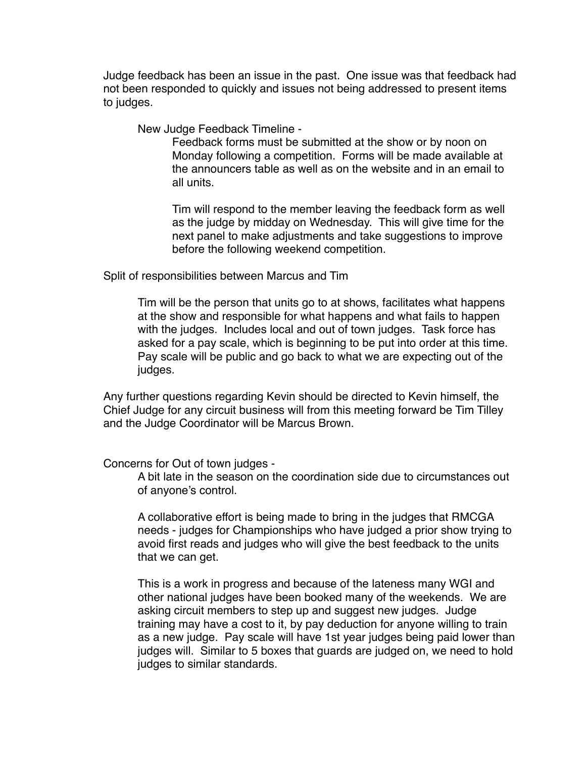Judge feedback has been an issue in the past. One issue was that feedback had not been responded to quickly and issues not being addressed to present items to judges.

New Judge Feedback Timeline -

Feedback forms must be submitted at the show or by noon on Monday following a competition. Forms will be made available at the announcers table as well as on the website and in an email to all units.

Tim will respond to the member leaving the feedback form as well as the judge by midday on Wednesday. This will give time for the next panel to make adjustments and take suggestions to improve before the following weekend competition.

Split of responsibilities between Marcus and Tim

Tim will be the person that units go to at shows, facilitates what happens at the show and responsible for what happens and what fails to happen with the judges. Includes local and out of town judges. Task force has asked for a pay scale, which is beginning to be put into order at this time. Pay scale will be public and go back to what we are expecting out of the judges.

Any further questions regarding Kevin should be directed to Kevin himself, the Chief Judge for any circuit business will from this meeting forward be Tim Tilley and the Judge Coordinator will be Marcus Brown.

Concerns for Out of town judges -

A bit late in the season on the coordination side due to circumstances out of anyone's control.

A collaborative effort is being made to bring in the judges that RMCGA needs - judges for Championships who have judged a prior show trying to avoid first reads and judges who will give the best feedback to the units that we can get.

This is a work in progress and because of the lateness many WGI and other national judges have been booked many of the weekends. We are asking circuit members to step up and suggest new judges. Judge training may have a cost to it, by pay deduction for anyone willing to train as a new judge. Pay scale will have 1st year judges being paid lower than judges will. Similar to 5 boxes that guards are judged on, we need to hold judges to similar standards.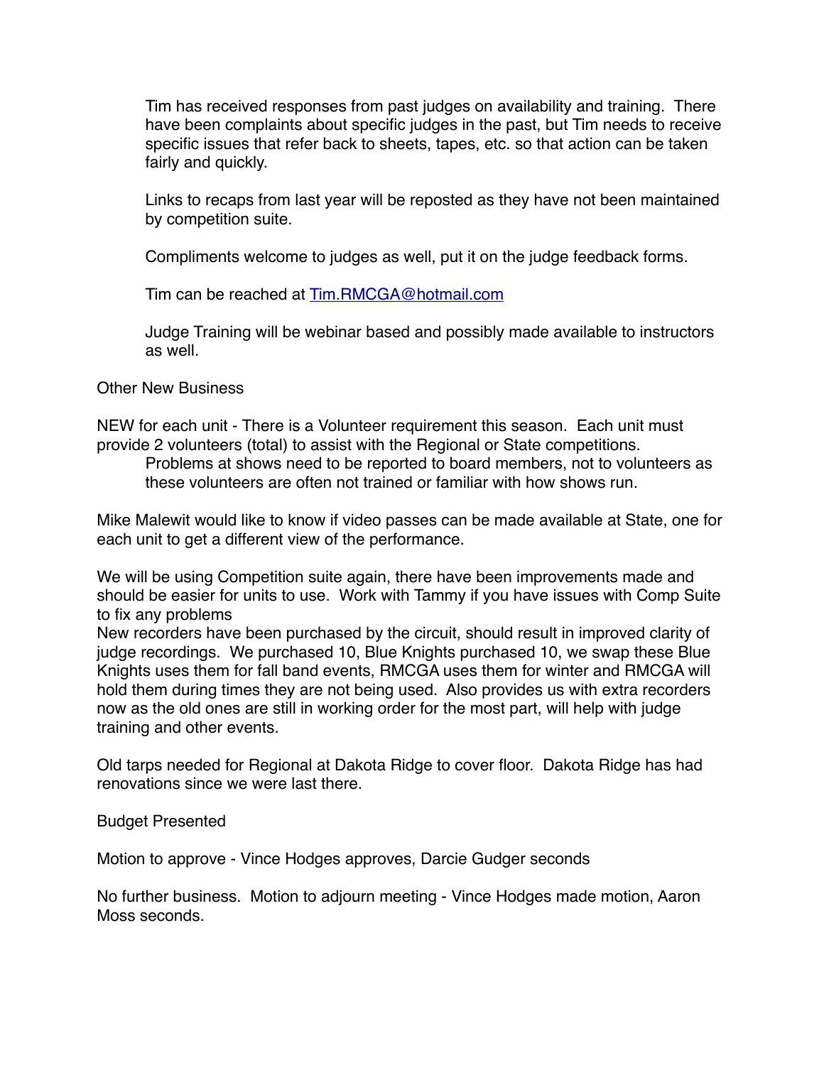Tim has received responses from past judges on availability and training. There have been complaints about specific judges in the past, but Tim needs to receive specific issues that refer back to sheets, tapes, etc. so that action can be taken fairly and quickly.

Links to recaps from last year will be reposted as they have not been maintained by competition suite.

Compliments welcome to judges as well, put it on the judge feedback forms.

Tim can be reached at Tim.RMCGA@hotmail.com

Judge Training will be webinar based and possibly made available to instructors as well.

Other New Business

NEW for each unit - There is a Volunteer requirement this season. Each unit must provide 2 volunteers (total) to assist with the Regional or State competitions.

Problems at shows need to be reported to board members, not to volunteers as these volunteers are often not trained or familiar with how shows run.

Mike Malewit would like to know if video passes can be made available at State, one for each unit to get a different view of the performance.

We will be using Competition suite again, there have been improvements made and should be easier for units to use. Work with Tammy if you have issues with Comp Suite to fix any problems
New recorders have been purchased by the circuit, should result in improved clarity of judge recordings. We purchased 10, Blue Knights purchased 10, we swap these Blue Knights uses them for fall band events, RMCGA uses them for winter and RMCGA will hold them during times they are not being used. Also provides us with extra recorders now as the old ones are still in working order for the most part, will help with judge training and other events.

Old tarps needed for Regional at Dakota Ridge to cover floor. Dakota Ridge has had renovations since we were last there.

Budget Presented

Motion to approve - Vince Hodges approves, Darcie Gudger seconds

No further business. Motion to adjourn meeting - Vince Hodges made motion, Aaron Moss seconds.